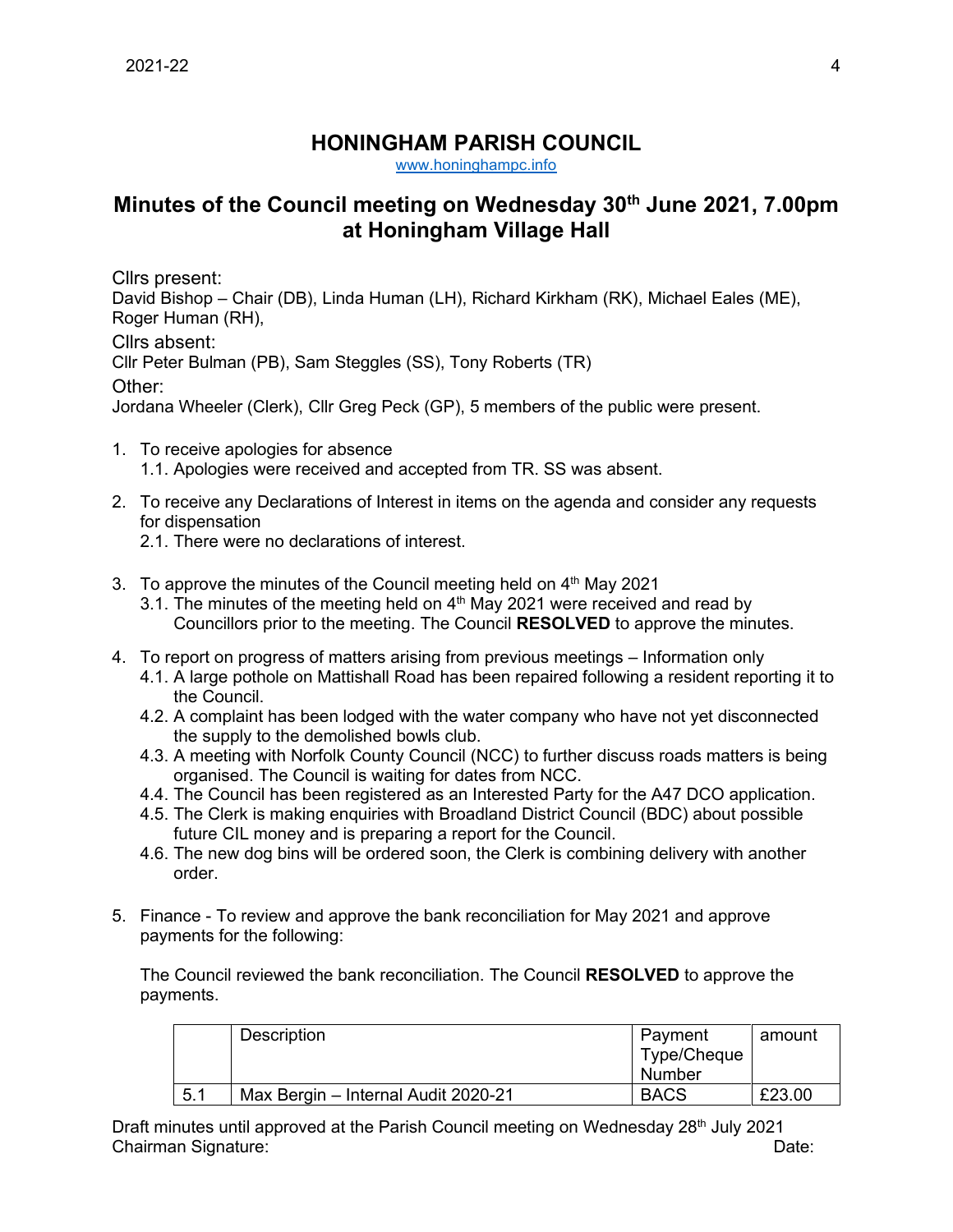# HONINGHAM PARISH COUNCIL

www.honinghampc.info

## Minutes of the Council meeting on Wednesday 30th June 2021, 7.00pm at Honingham Village Hall

Cllrs present:
David Bishop – Chair (DB), Linda Human (LH), Richard Kirkham (RK), Michael Eales (ME), Roger Human (RH),

Cllrs absent:
Cllr Peter Bulman (PB), Sam Steggles (SS), Tony Roberts (TR)

Other:
Jordana Wheeler (Clerk), Cllr Greg Peck (GP), 5 members of the public were present.

1. To receive apologies for absence
   1.1. Apologies were received and accepted from TR. SS was absent.

2. To receive any Declarations of Interest in items on the agenda and consider any requests for dispensation
   2.1. There were no declarations of interest.

3. To approve the minutes of the Council meeting held on 4th May 2021
   3.1. The minutes of the meeting held on 4th May 2021 were received and read by Councillors prior to the meeting. The Council **RESOLVED** to approve the minutes.

4. To report on progress of matters arising from previous meetings – Information only
   4.1. A large pothole on Mattishall Road has been repaired following a resident reporting it to the Council.
   4.2. A complaint has been lodged with the water company who have not yet disconnected the supply to the demolished bowls club.
   4.3. A meeting with Norfolk County Council (NCC) to further discuss roads matters is being organised. The Council is waiting for dates from NCC.
   4.4. The Council has been registered as an Interested Party for the A47 DCO application.
   4.5. The Clerk is making enquiries with Broadland District Council (BDC) about possible future CIL money and is preparing a report for the Council.
   4.6. The new dog bins will be ordered soon, the Clerk is combining delivery with another order.

5. Finance - To review and approve the bank reconciliation for May 2021 and approve payments for the following:

   The Council reviewed the bank reconciliation. The Council **RESOLVED** to approve the payments.

| | Description | Payment Type/Cheque Number | amount |
|---|---|---|---|
| 5.1 | Max Bergin – Internal Audit 2020-21 | BACS | £23.00 |

Draft minutes until approved at the Parish Council meeting on Wednesday 28th July 2021
Chairman Signature: Date: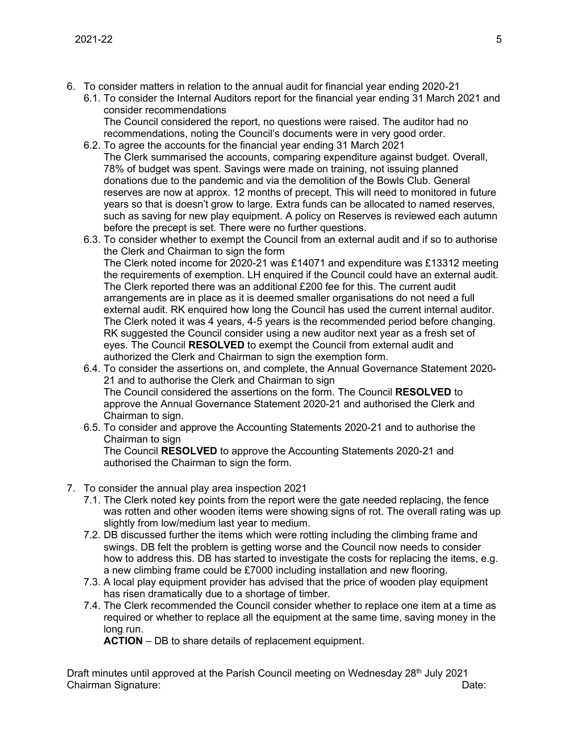6. To consider matters in relation to the annual audit for financial year ending 2020-21
   6.1. To consider the Internal Auditors report for the financial year ending 31 March 2021 and consider recommendations
   The Council considered the report, no questions were raised. The auditor had no recommendations, noting the Council's documents were in very good order.
   6.2. To agree the accounts for the financial year ending 31 March 2021
   The Clerk summarised the accounts, comparing expenditure against budget. Overall, 78% of budget was spent. Savings were made on training, not issuing planned donations due to the pandemic and via the demolition of the Bowls Club. General reserves are now at approx. 12 months of precept. This will need to monitored in future years so that is doesn't grow to large. Extra funds can be allocated to named reserves, such as saving for new play equipment. A policy on Reserves is reviewed each autumn before the precept is set. There were no further questions.
   6.3. To consider whether to exempt the Council from an external audit and if so to authorise the Clerk and Chairman to sign the form
   The Clerk noted income for 2020-21 was £14071 and expenditure was £13312 meeting the requirements of exemption. LH enquired if the Council could have an external audit. The Clerk reported there was an additional £200 fee for this. The current audit arrangements are in place as it is deemed smaller organisations do not need a full external audit. RK enquired how long the Council has used the current internal auditor. The Clerk noted it was 4 years, 4-5 years is the recommended period before changing. RK suggested the Council consider using a new auditor next year as a fresh set of eyes. The Council **RESOLVED** to exempt the Council from external audit and authorized the Clerk and Chairman to sign the exemption form.
   6.4. To consider the assertions on, and complete, the Annual Governance Statement 2020-21 and to authorise the Clerk and Chairman to sign
   The Council considered the assertions on the form. The Council **RESOLVED** to approve the Annual Governance Statement 2020-21 and authorised the Clerk and Chairman to sign.
   6.5. To consider and approve the Accounting Statements 2020-21 and to authorise the Chairman to sign
   The Council **RESOLVED** to approve the Accounting Statements 2020-21 and authorised the Chairman to sign the form.

7. To consider the annual play area inspection 2021
   7.1. The Clerk noted key points from the report were the gate needed replacing, the fence was rotten and other wooden items were showing signs of rot. The overall rating was up slightly from low/medium last year to medium.
   7.2. DB discussed further the items which were rotting including the climbing frame and swings. DB felt the problem is getting worse and the Council now needs to consider how to address this. DB has started to investigate the costs for replacing the items, e.g. a new climbing frame could be £7000 including installation and new flooring.
   7.3. A local play equipment provider has advised that the price of wooden play equipment has risen dramatically due to a shortage of timber.
   7.4. The Clerk recommended the Council consider whether to replace one item at a time as required or whether to replace all the equipment at the same time, saving money in the long run.
   **ACTION** – DB to share details of replacement equipment.

Draft minutes until approved at the Parish Council meeting on Wednesday 28th July 2021
Chairman Signature: Date: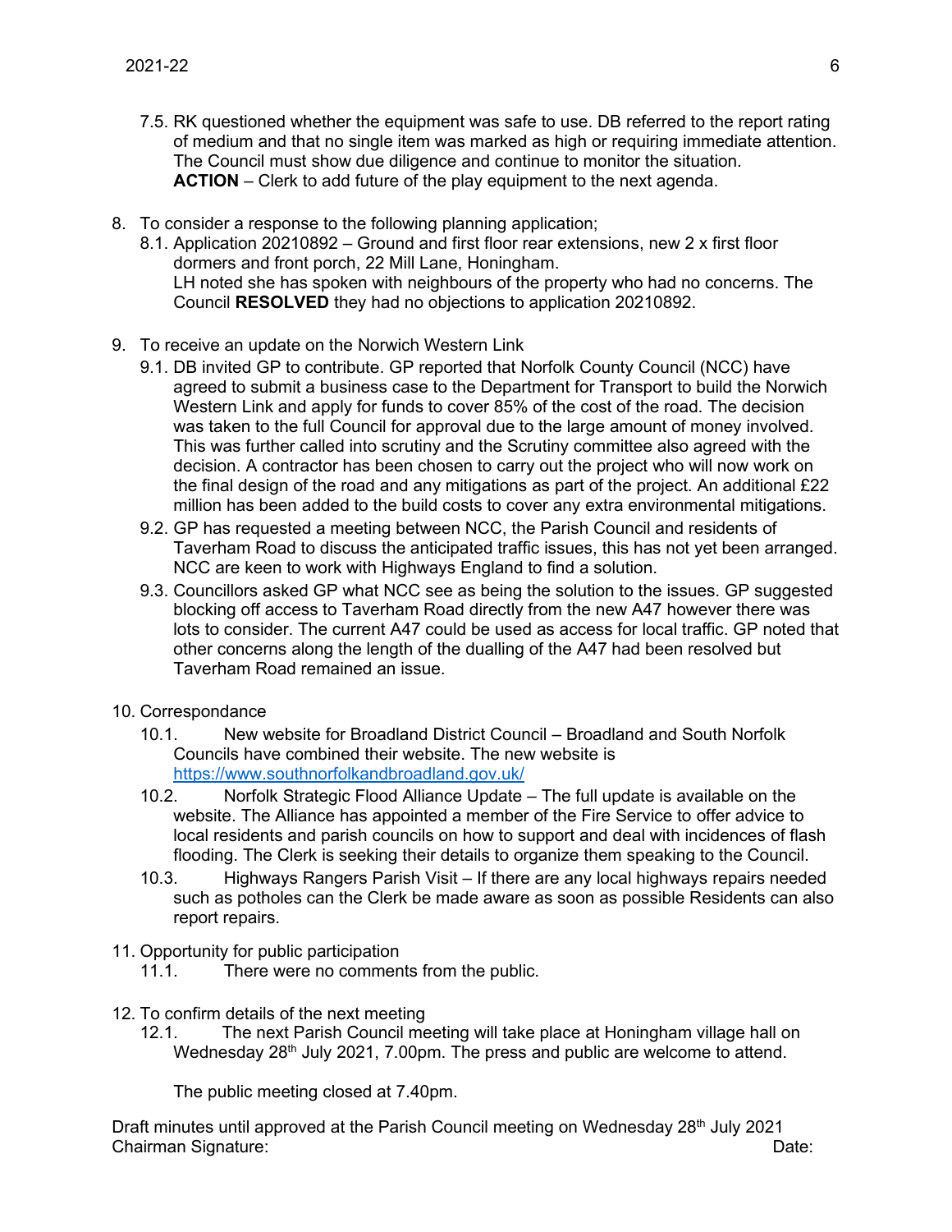7.5. RK questioned whether the equipment was safe to use. DB referred to the report rating of medium and that no single item was marked as high or requiring immediate attention. The Council must show due diligence and continue to monitor the situation.
**ACTION** – Clerk to add future of the play equipment to the next agenda.

8. To consider a response to the following planning application;
   8.1. Application 20210892 – Ground and first floor rear extensions, new 2 x first floor dormers and front porch, 22 Mill Lane, Honingham.
   LH noted she has spoken with neighbours of the property who had no concerns. The Council **RESOLVED** they had no objections to application 20210892.

9. To receive an update on the Norwich Western Link
   9.1. DB invited GP to contribute. GP reported that Norfolk County Council (NCC) have agreed to submit a business case to the Department for Transport to build the Norwich Western Link and apply for funds to cover 85% of the cost of the road. The decision was taken to the full Council for approval due to the large amount of money involved. This was further called into scrutiny and the Scrutiny committee also agreed with the decision. A contractor has been chosen to carry out the project who will now work on the final design of the road and any mitigations as part of the project. An additional £22 million has been added to the build costs to cover any extra environmental mitigations.
   9.2. GP has requested a meeting between NCC, the Parish Council and residents of Taverham Road to discuss the anticipated traffic issues, this has not yet been arranged. NCC are keen to work with Highways England to find a solution.
   9.3. Councillors asked GP what NCC see as being the solution to the issues. GP suggested blocking off access to Taverham Road directly from the new A47 however there was lots to consider. The current A47 could be used as access for local traffic. GP noted that other concerns along the length of the dualling of the A47 had been resolved but Taverham Road remained an issue.

10. Correspondance
    10.1. New website for Broadland District Council – Broadland and South Norfolk Councils have combined their website. The new website is https://www.southnorfolkandbroadland.gov.uk/
    10.2. Norfolk Strategic Flood Alliance Update – The full update is available on the website. The Alliance has appointed a member of the Fire Service to offer advice to local residents and parish councils on how to support and deal with incidences of flash flooding. The Clerk is seeking their details to organize them speaking to the Council.
    10.3. Highways Rangers Parish Visit – If there are any local highways repairs needed such as potholes can the Clerk be made aware as soon as possible Residents can also report repairs.

11. Opportunity for public participation
    11.1. There were no comments from the public.

12. To confirm details of the next meeting
    12.1. The next Parish Council meeting will take place at Honingham village hall on Wednesday 28th July 2021, 7.00pm. The press and public are welcome to attend.

The public meeting closed at 7.40pm.

Draft minutes until approved at the Parish Council meeting on Wednesday 28th July 2021
Chairman Signature: Date: